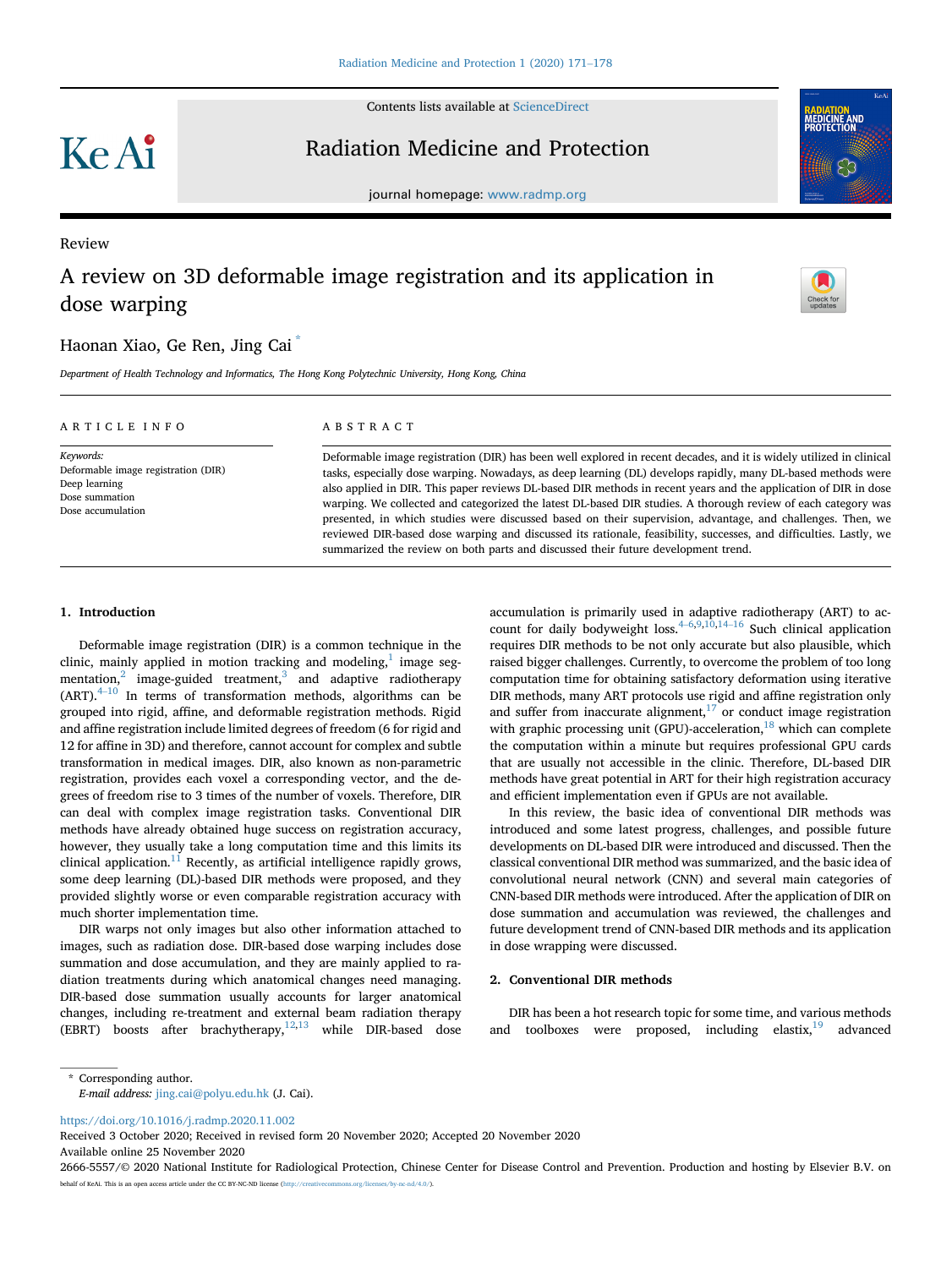Review

# A review on 3D deformable image registration and its application in dose warping

Haonan Xiao, Ge Ren, Jing Cai [*]

*Department of Health Technology and Informatics, The Hong Kong Polytechnic University, Hong Kong, China*

## ARTICLE INFO

*Keywords:*
Deformable image registration (DIR)
Deep learning
Dose summation
Dose accumulation

## ABSTRACT

Deformable image registration (DIR) has been well explored in recent decades, and it is widely utilized in clinical tasks, especially dose warping. Nowadays, as deep learning (DL) develops rapidly, many DL-based methods were also applied in DIR. This paper reviews DL-based DIR methods in recent years and the application of DIR in dose warping. We collected and categorized the latest DL-based DIR studies. A thorough review of each category was presented, in which studies were discussed based on their supervision, advantage, and challenges. Then, we reviewed DIR-based dose warping and discussed its rationale, feasibility, successes, and difficulties. Lastly, we summarized the review on both parts and discussed their future development trend.

## 1. Introduction

Deformable image registration (DIR) is a common technique in the clinic, mainly applied in motion tracking and modeling,[1] image segmentation,[2] image-guided treatment,[3] and adaptive radiotherapy (ART).[4–10] In terms of transformation methods, algorithms can be grouped into rigid, affine, and deformable registration methods. Rigid and affine registration include limited degrees of freedom (6 for rigid and 12 for affine in 3D) and therefore, cannot account for complex and subtle transformation in medical images. DIR, also known as non-parametric registration, provides each voxel a corresponding vector, and the degrees of freedom rise to 3 times of the number of voxels. Therefore, DIR can deal with complex image registration tasks. Conventional DIR methods have already obtained huge success on registration accuracy, however, they usually take a long computation time and this limits its clinical application.[11] Recently, as artificial intelligence rapidly grows, some deep learning (DL)-based DIR methods were proposed, and they provided slightly worse or even comparable registration accuracy with much shorter implementation time.

DIR warps not only images but also other information attached to images, such as radiation dose. DIR-based dose warping includes dose summation and dose accumulation, and they are mainly applied to radiation treatments during which anatomical changes need managing. DIR-based dose summation usually accounts for larger anatomical changes, including re-treatment and external beam radiation therapy (EBRT) boosts after brachytherapy,[12,13] while DIR-based dose accumulation is primarily used in adaptive radiotherapy (ART) to account for daily bodyweight loss.[4–6,9,10,14–16] Such clinical application requires DIR methods to be not only accurate but also plausible, which raised bigger challenges. Currently, to overcome the problem of too long computation time for obtaining satisfactory deformation using iterative DIR methods, many ART protocols use rigid and affine registration only and suffer from inaccurate alignment,[17] or conduct image registration with graphic processing unit (GPU)-acceleration,[18] which can complete the computation within a minute but requires professional GPU cards that are usually not accessible in the clinic. Therefore, DL-based DIR methods have great potential in ART for their high registration accuracy and efficient implementation even if GPUs are not available.

In this review, the basic idea of conventional DIR methods was introduced and some latest progress, challenges, and possible future developments on DL-based DIR were introduced and discussed. Then the classical conventional DIR method was summarized, and the basic idea of convolutional neural network (CNN) and several main categories of CNN-based DIR methods were introduced. After the application of DIR on dose summation and accumulation was reviewed, the challenges and future development trend of CNN-based DIR methods and its application in dose wrapping were discussed.

## 2. Conventional DIR methods

DIR has been a hot research topic for some time, and various methods and toolboxes were proposed, including elastix,[19] advanced

* Corresponding author.
*E-mail address:* jing.cai@polyu.edu.hk (J. Cai).

https://doi.org/10.1016/j.radmp.2020.11.002
Received 3 October 2020; Received in revised form 20 November 2020; Accepted 20 November 2020
Available online 25 November 2020
2666-5557/© 2020 National Institute for Radiological Protection, Chinese Center for Disease Control and Prevention. Production and hosting by Elsevier B.V. on behalf of KeAi. This is an open access article under the CC BY-NC-ND license (http://creativecommons.org/licenses/by-nc-nd/4.0/).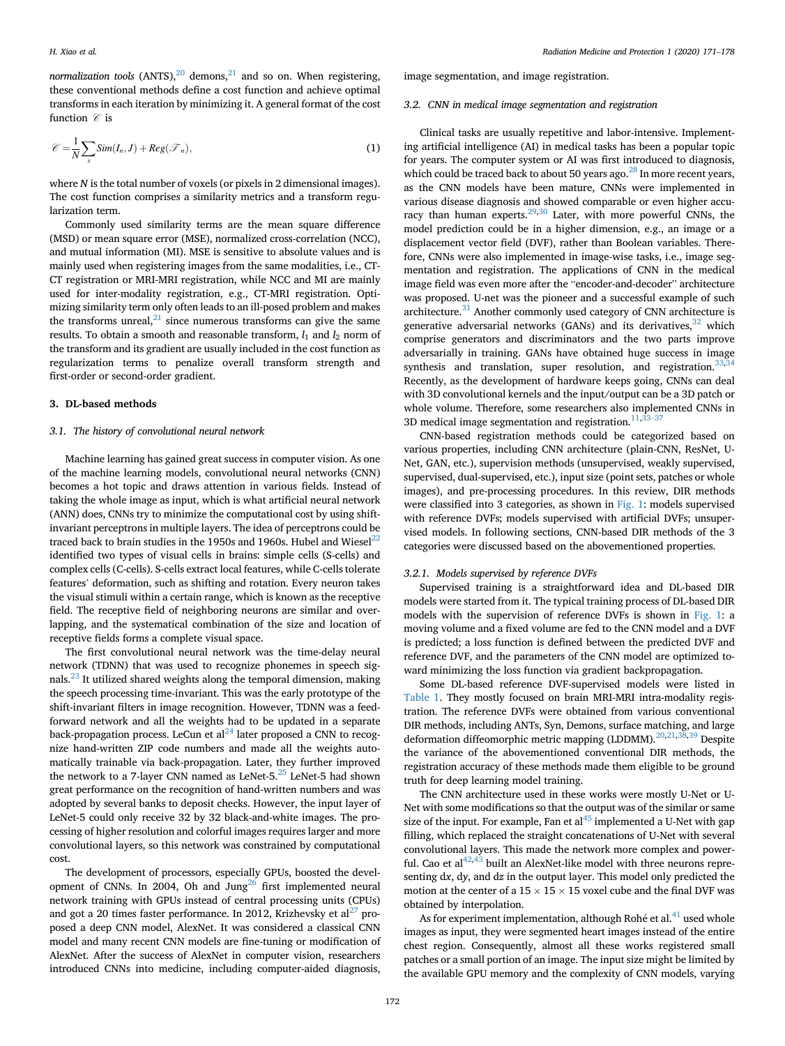*normalization tools* (ANTS),[20] demons,[21] and so on. When registering, these conventional methods define a cost function and achieve optimal transforms in each iteration by minimizing it. A general format of the cost function $\mathscr{C}$ is

$$\mathscr{C} = \frac{1}{N}\sum_{x} Sim(I_n, J) + Reg(\mathscr{T}_n), \tag{1}$$

where $N$ is the total number of voxels (or pixels in 2 dimensional images). The cost function comprises a similarity metrics and a transform regularization term.

Commonly used similarity terms are the mean square difference (MSD) or mean square error (MSE), normalized cross-correlation (NCC), and mutual information (MI). MSE is sensitive to absolute values and is mainly used when registering images from the same modalities, i.e., CT-CT registration or MRI-MRI registration, while NCC and MI are mainly used for inter-modality registration, e.g., CT-MRI registration. Optimizing similarity term only often leads to an ill-posed problem and makes the transforms unreal,[21] since numerous transforms can give the same results. To obtain a smooth and reasonable transform, $l_1$ and $l_2$ norm of the transform and its gradient are usually included in the cost function as regularization terms to penalize overall transform strength and first-order or second-order gradient.

## 3. DL-based methods

### 3.1. The history of convolutional neural network

Machine learning has gained great success in computer vision. As one of the machine learning models, convolutional neural networks (CNN) becomes a hot topic and draws attention in various fields. Instead of taking the whole image as input, which is what artificial neural network (ANN) does, CNNs try to minimize the computational cost by using shift-invariant perceptrons in multiple layers. The idea of perceptrons could be traced back to brain studies in the 1950s and 1960s. Hubel and Wiesel[22] identified two types of visual cells in brains: simple cells (S-cells) and complex cells (C-cells). S-cells extract local features, while C-cells tolerate features' deformation, such as shifting and rotation. Every neuron takes the visual stimuli within a certain range, which is known as the receptive field. The receptive field of neighboring neurons are similar and overlapping, and the systematical combination of the size and location of receptive fields forms a complete visual space.

The first convolutional neural network was the time-delay neural network (TDNN) that was used to recognize phonemes in speech signals.[23] It utilized shared weights along the temporal dimension, making the speech processing time-invariant. This was the early prototype of the shift-invariant filters in image recognition. However, TDNN was a feed-forward network and all the weights had to be updated in a separate back-propagation process. LeCun et al[24] later proposed a CNN to recognize hand-written ZIP code numbers and made all the weights automatically trainable via back-propagation. Later, they further improved the network to a 7-layer CNN named as LeNet-5.[25] LeNet-5 had shown great performance on the recognition of hand-written numbers and was adopted by several banks to deposit checks. However, the input layer of LeNet-5 could only receive 32 by 32 black-and-white images. The processing of higher resolution and colorful images requires larger and more convolutional layers, so this network was constrained by computational cost.

The development of processors, especially GPUs, boosted the development of CNNs. In 2004, Oh and Jung[26] first implemented neural network training with GPUs instead of central processing units (CPUs) and got a 20 times faster performance. In 2012, Krizhevsky et al[27] proposed a deep CNN model, AlexNet. It was considered a classical CNN model and many recent CNN models are fine-tuning or modification of AlexNet. After the success of AlexNet in computer vision, researchers introduced CNNs into medicine, including computer-aided diagnosis, image segmentation, and image registration.

### 3.2. CNN in medical image segmentation and registration

Clinical tasks are usually repetitive and labor-intensive. Implementing artificial intelligence (AI) in medical tasks has been a popular topic for years. The computer system or AI was first introduced to diagnosis, which could be traced back to about 50 years ago.[28] In more recent years, as the CNN models have been mature, CNNs were implemented in various disease diagnosis and showed comparable or even higher accuracy than human experts.[29,30] Later, with more powerful CNNs, the model prediction could be in a higher dimension, e.g., an image or a displacement vector field (DVF), rather than Boolean variables. Therefore, CNNs were also implemented in image-wise tasks, i.e., image segmentation and registration. The applications of CNN in the medical image field was even more after the "encoder-and-decoder" architecture was proposed. U-net was the pioneer and a successful example of such architecture.[31] Another commonly used category of CNN architecture is generative adversarial networks (GANs) and its derivatives,[32] which comprise generators and discriminators and the two parts improve adversarially in training. GANs have obtained huge success in image synthesis and translation, super resolution, and registration.[33,34] Recently, as the development of hardware keeps going, CNNs can deal with 3D convolutional kernels and the input/output can be a 3D patch or whole volume. Therefore, some researchers also implemented CNNs in 3D medical image segmentation and registration.[11,33–37]

CNN-based registration methods could be categorized based on various properties, including CNN architecture (plain-CNN, ResNet, U-Net, GAN, etc.), supervision methods (unsupervised, weakly supervised, supervised, dual-supervised, etc.), input size (point sets, patches or whole images), and pre-processing procedures. In this review, DIR methods were classified into 3 categories, as shown in Fig. 1: models supervised with reference DVFs; models supervised with artificial DVFs; unsupervised models. In following sections, CNN-based DIR methods of the 3 categories were discussed based on the abovementioned properties.

#### 3.2.1. Models supervised by reference DVFs

Supervised training is a straightforward idea and DL-based DIR models were started from it. The typical training process of DL-based DIR models with the supervision of reference DVFs is shown in Fig. 1: a moving volume and a fixed volume are fed to the CNN model and a DVF is predicted; a loss function is defined between the predicted DVF and reference DVF, and the parameters of the CNN model are optimized toward minimizing the loss function via gradient backpropagation.

Some DL-based reference DVF-supervised models were listed in Table 1. They mostly focused on brain MRI-MRI intra-modality registration. The reference DVFs were obtained from various conventional DIR methods, including ANTs, Syn, Demons, surface matching, and large deformation diffeomorphic metric mapping (LDDMM).[20,21,38,39] Despite the variance of the abovementioned conventional DIR methods, the registration accuracy of these methods made them eligible to be ground truth for deep learning model training.

The CNN architecture used in these works were mostly U-Net or U-Net with some modifications so that the output was of the similar or same size of the input. For example, Fan et al[45] implemented a U-Net with gap filling, which replaced the straight concatenations of U-Net with several convolutional layers. This made the network more complex and powerful. Cao et al[42,43] built an AlexNet-like model with three neurons representing d$x$, d$y$, and d$z$ in the output layer. This model only predicted the motion at the center of a 15 × 15 × 15 voxel cube and the final DVF was obtained by interpolation.

As for experiment implementation, although Rohé et al.[41] used whole images as input, they were segmented heart images instead of the entire chest region. Consequently, almost all these works registered small patches or a small portion of an image. The input size might be limited by the available GPU memory and the complexity of CNN models, varying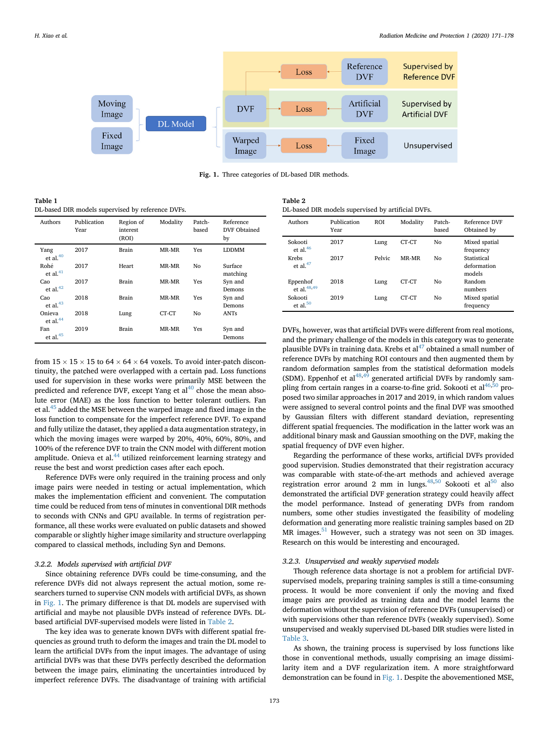Fig. 1. Three categories of DL-based DIR methods.

**Table 1**
DL-based DIR models supervised by reference DVFs.

| Authors | Publication Year | Region of interest (ROI) | Modality | Patch-based | Reference DVF Obtained by |
|---|---|---|---|---|---|
| Yang et al.[40] | 2017 | Brain | MR-MR | Yes | LDDMM |
| Rohé et al.[41] | 2017 | Heart | MR-MR | No | Surface matching |
| Cao et al.[42] | 2017 | Brain | MR-MR | Yes | Syn and Demons |
| Cao et al.[43] | 2018 | Brain | MR-MR | Yes | Syn and Demons |
| Onieva et al.[44] | 2018 | Lung | CT-CT | No | ANTs |
| Fan et al.[45] | 2019 | Brain | MR-MR | Yes | Syn and Demons |

**Table 2**
DL-based DIR models supervised by artificial DVFs.

| Authors | Publication Year | ROI | Modality | Patch-based | Reference DVF Obtained by |
|---|---|---|---|---|---|
| Sokooti et al.[46] | 2017 | Lung | CT-CT | No | Mixed spatial frequency |
| Krebs et al.[47] | 2017 | Pelvic | MR-MR | No | Statistical deformation models |
| Eppenhof et al.[48,49] | 2018 | Lung | CT-CT | No | Random numbers |
| Sokooti et al.[50] | 2019 | Lung | CT-CT | No | Mixed spatial frequency |

from $15 \times 15 \times 15$ to $64 \times 64 \times 64$ voxels. To avoid inter-patch discontinuity, the patched were overlapped with a certain pad. Loss functions used for supervision in these works were primarily MSE between the predicted and reference DVF, except Yang et al[40] chose the mean absolute error (MAE) as the loss function to better tolerant outliers. Fan et al.[45] added the MSE between the warped image and fixed image in the loss function to compensate for the imperfect reference DVF. To expand and fully utilize the dataset, they applied a data augmentation strategy, in which the moving images were warped by 20%, 40%, 60%, 80%, and 100% of the reference DVF to train the CNN model with different motion amplitude. Onieva et al.[44] utilized reinforcement learning strategy and reuse the best and worst prediction cases after each epoch.

Reference DVFs were only required in the training process and only image pairs were needed in testing or actual implementation, which makes the implementation efficient and convenient. The computation time could be reduced from tens of minutes in conventional DIR methods to seconds with CNNs and GPU available. In terms of registration performance, all these works were evaluated on public datasets and showed comparable or slightly higher image similarity and structure overlapping compared to classical methods, including Syn and Demons.

#### *3.2.2. Models supervised with artificial DVF*

Since obtaining reference DVFs could be time-consuming, and the reference DVFs did not always represent the actual motion, some researchers turned to supervise CNN models with artificial DVFs, as shown in Fig. 1. The primary difference is that DL models are supervised with artificial and maybe not plausible DVFs instead of reference DVFs. DL-based artificial DVF-supervised models were listed in Table 2.

The key idea was to generate known DVFs with different spatial frequencies as ground truth to deform the images and train the DL model to learn the artificial DVFs from the input images. The advantage of using artificial DVFs was that these DVFs perfectly described the deformation between the image pairs, eliminating the uncertainties introduced by imperfect reference DVFs. The disadvantage of training with artificial DVFs, however, was that artificial DVFs were different from real motions, and the primary challenge of the models in this category was to generate plausible DVFs in training data. Krebs et al[47] obtained a small number of reference DVFs by matching ROI contours and then augmented them by random deformation samples from the statistical deformation models (SDM). Eppenhof et al[48,49] generated artificial DVFs by randomly sampling from certain ranges in a coarse-to-fine grid. Sokooti et al[46,50] proposed two similar approaches in 2017 and 2019, in which random values were assigned to several control points and the final DVF was smoothed by Gaussian filters with different standard deviation, representing different spatial frequencies. The modification in the latter work was an additional binary mask and Gaussian smoothing on the DVF, making the spatial frequency of DVF even higher.

Regarding the performance of these works, artificial DVFs provided good supervision. Studies demonstrated that their registration accuracy was comparable with state-of-the-art methods and achieved average registration error around 2 mm in lungs.[48,50] Sokooti et al[50] also demonstrated the artificial DVF generation strategy could heavily affect the model performance. Instead of generating DVFs from random numbers, some other studies investigated the feasibility of modeling deformation and generating more realistic training samples based on 2D MR images.[51] However, such a strategy was not seen on 3D images. Research on this would be interesting and encouraged.

#### *3.2.3. Unsupervised and weakly supervised models*

Though reference data shortage is not a problem for artificial DVF-supervised models, preparing training samples is still a time-consuming process. It would be more convenient if only the moving and fixed image pairs are provided as training data and the model learns the deformation without the supervision of reference DVFs (unsupervised) or with supervisions other than reference DVFs (weakly supervised). Some unsupervised and weakly supervised DL-based DIR studies were listed in Table 3.

As shown, the training process is supervised by loss functions like those in conventional methods, usually comprising an image dissimilarity item and a DVF regularization item. A more straightforward demonstration can be found in Fig. 1. Despite the abovementioned MSE,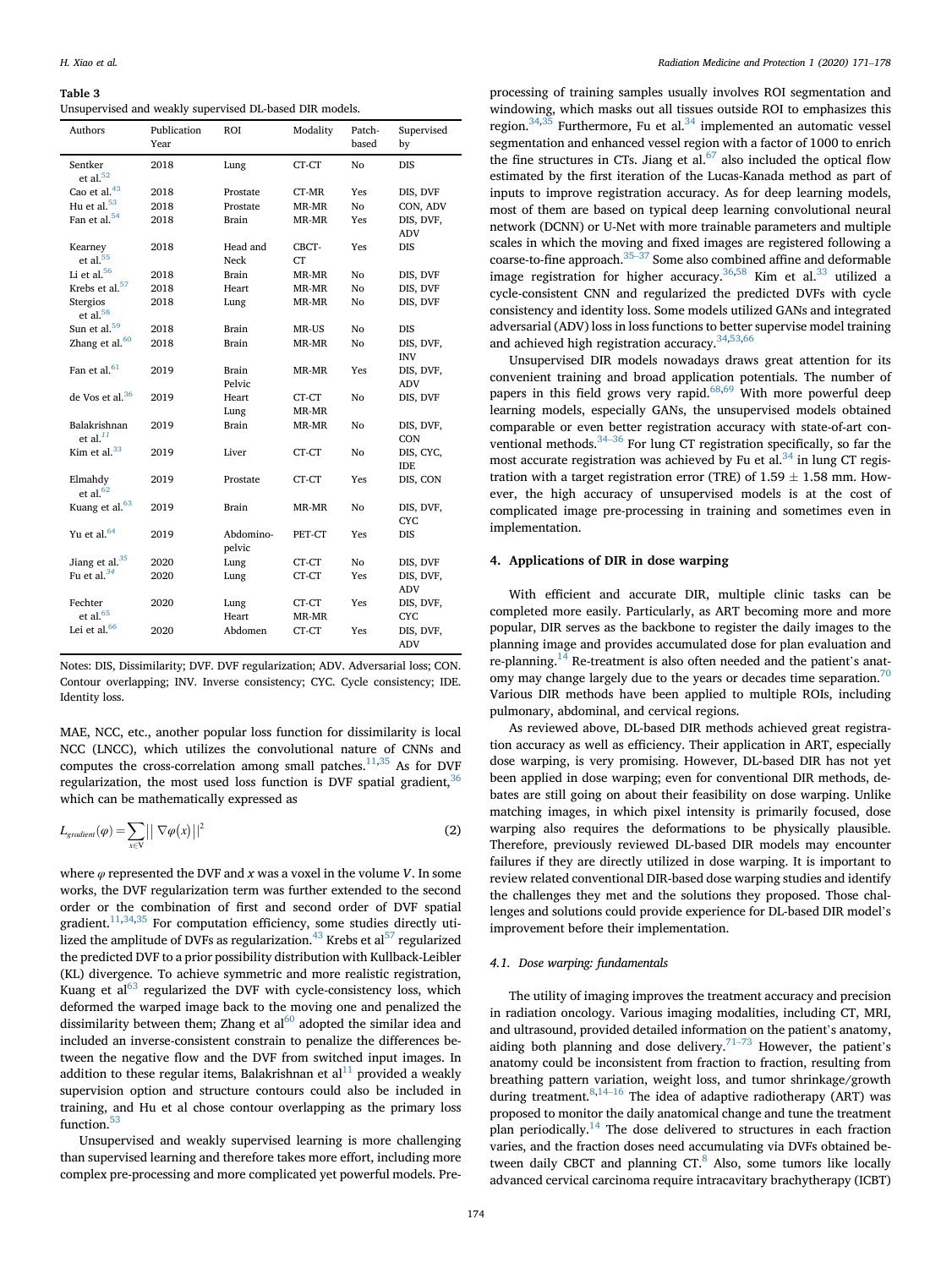**Table 3**
Unsupervised and weakly supervised DL-based DIR models.

| Authors | Publication Year | ROI | Modality | Patch-based | Supervised by |
|---|---|---|---|---|---|
| Sentker et al.[52] | 2018 | Lung | CT-CT | No | DIS |
| Cao et al.[43] | 2018 | Prostate | CT-MR | Yes | DIS, DVF |
| Hu et al.[53] | 2018 | Prostate | MR-MR | No | CON, ADV |
| Fan et al.[54] | 2018 | Brain | MR-MR | Yes | DIS, DVF, ADV |
| Kearney et al.[55] | 2018 | Head and Neck | CBCT-CT | Yes | DIS |
| Li et al.[56] | 2018 | Brain | MR-MR | No | DIS, DVF |
| Krebs et al.[57] | 2018 | Heart | MR-MR | No | DIS, DVF |
| Stergios et al.[58] | 2018 | Lung | MR-MR | No | DIS, DVF |
| Sun et al.[59] | 2018 | Brain | MR-US | No | DIS |
| Zhang et al.[60] | 2018 | Brain | MR-MR | No | DIS, DVF, INV |
| Fan et al.[61] | 2019 | Brain Pelvic | MR-MR | Yes | DIS, DVF, ADV |
| de Vos et al.[36] | 2019 | Heart Lung | CT-CT MR-MR | No | DIS, DVF |
| Balakrishnan et al.[11] | 2019 | Brain | MR-MR | No | DIS, DVF, CON |
| Kim et al.[33] | 2019 | Liver | CT-CT | No | DIS, CYC, IDE |
| Elmahdy et al.[62] | 2019 | Prostate | CT-CT | Yes | DIS, CON |
| Kuang et al.[63] | 2019 | Brain | MR-MR | No | DIS, DVF, CYC |
| Yu et al.[64] | 2019 | Abdomino-pelvic | PET-CT | Yes | DIS |
| Jiang et al.[35] | 2020 | Lung | CT-CT | No | DIS, DVF |
| Fu et al.[34] | 2020 | Lung | CT-CT | Yes | DIS, DVF, ADV |
| Fechter et al.[65] | 2020 | Lung Heart | CT-CT MR-MR | Yes | DIS, DVF, CYC |
| Lei et al.[66] | 2020 | Abdomen | CT-CT | Yes | DIS, DVF, ADV |

Notes: DIS, Dissimilarity; DVF. DVF regularization; ADV. Adversarial loss; CON. Contour overlapping; INV. Inverse consistency; CYC. Cycle consistency; IDE. Identity loss.

MAE, NCC, etc., another popular loss function for dissimilarity is local NCC (LNCC), which utilizes the convolutional nature of CNNs and computes the cross-correlation among small patches.[11,35] As for DVF regularization, the most used loss function is DVF spatial gradient,[36] which can be mathematically expressed as

$$L_{gradient}(\varphi) = \sum_{x \in V} || \nabla \varphi(x) ||^2 \tag{2}$$

where $\varphi$ represented the DVF and $x$ was a voxel in the volume $V$. In some works, the DVF regularization term was further extended to the second order or the combination of first and second order of DVF spatial gradient.[11,34,35] For computation efficiency, some studies directly utilized the amplitude of DVFs as regularization.[43] Krebs et al[57] regularized the predicted DVF to a prior possibility distribution with Kullback-Leibler (KL) divergence. To achieve symmetric and more realistic registration, Kuang et al[63] regularized the DVF with cycle-consistency loss, which deformed the warped image back to the moving one and penalized the dissimilarity between them; Zhang et al[60] adopted the similar idea and included an inverse-consistent constrain to penalize the differences between the negative flow and the DVF from switched input images. In addition to these regular items, Balakrishnan et al[11] provided a weakly supervision option and structure contours could also be included in training, and Hu et al chose contour overlapping as the primary loss function.[53]

Unsupervised and weakly supervised learning is more challenging than supervised learning and therefore takes more effort, including more complex pre-processing and more complicated yet powerful models. Pre-processing of training samples usually involves ROI segmentation and windowing, which masks out all tissues outside ROI to emphasizes this region.[34,35] Furthermore, Fu et al.[34] implemented an automatic vessel segmentation and enhanced vessel region with a factor of 1000 to enrich the fine structures in CTs. Jiang et al.[67] also included the optical flow estimated by the first iteration of the Lucas-Kanada method as part of inputs to improve registration accuracy. As for deep learning models, most of them are based on typical deep learning convolutional neural network (DCNN) or U-Net with more trainable parameters and multiple scales in which the moving and fixed images are registered following a coarse-to-fine approach.[35–37] Some also combined affine and deformable image registration for higher accuracy.[36,58] Kim et al.[33] utilized a cycle-consistent CNN and regularized the predicted DVFs with cycle consistency and identity loss. Some models utilized GANs and integrated adversarial (ADV) loss in loss functions to better supervise model training and achieved high registration accuracy.[34,53,66]

Unsupervised DIR models nowadays draws great attention for its convenient training and broad application potentials. The number of papers in this field grows very rapid.[68,69] With more powerful deep learning models, especially GANs, the unsupervised models obtained comparable or even better registration accuracy with state-of-art conventional methods.[34–36] For lung CT registration specifically, so far the most accurate registration was achieved by Fu et al.[34] in lung CT registration with a target registration error (TRE) of $1.59 \pm 1.58$ mm. However, the high accuracy of unsupervised models is at the cost of complicated image pre-processing in training and sometimes even in implementation.

## 4. Applications of DIR in dose warping

With efficient and accurate DIR, multiple clinic tasks can be completed more easily. Particularly, as ART becoming more and more popular, DIR serves as the backbone to register the daily images to the planning image and provides accumulated dose for plan evaluation and re-planning.[14] Re-treatment is also often needed and the patient's anatomy may change largely due to the years or decades time separation.[70] Various DIR methods have been applied to multiple ROIs, including pulmonary, abdominal, and cervical regions.

As reviewed above, DL-based DIR methods achieved great registration accuracy as well as efficiency. Their application in ART, especially dose warping, is very promising. However, DL-based DIR has not yet been applied in dose warping; even for conventional DIR methods, debates are still going on about their feasibility on dose warping. Unlike matching images, in which pixel intensity is primarily focused, dose warping also requires the deformations to be physically plausible. Therefore, previously reviewed DL-based DIR models may encounter failures if they are directly utilized in dose warping. It is important to review related conventional DIR-based dose warping studies and identify the challenges they met and the solutions they proposed. Those challenges and solutions could provide experience for DL-based DIR model's improvement before their implementation.

### 4.1. Dose warping: fundamentals

The utility of imaging improves the treatment accuracy and precision in radiation oncology. Various imaging modalities, including CT, MRI, and ultrasound, provided detailed information on the patient's anatomy, aiding both planning and dose delivery.[71–73] However, the patient's anatomy could be inconsistent from fraction to fraction, resulting from breathing pattern variation, weight loss, and tumor shrinkage/growth during treatment.[8,14–16] The idea of adaptive radiotherapy (ART) was proposed to monitor the daily anatomical change and tune the treatment plan periodically.[14] The dose delivered to structures in each fraction varies, and the fraction doses need accumulating via DVFs obtained between daily CBCT and planning CT.[8] Also, some tumors like locally advanced cervical carcinoma require intracavitary brachytherapy (ICBT)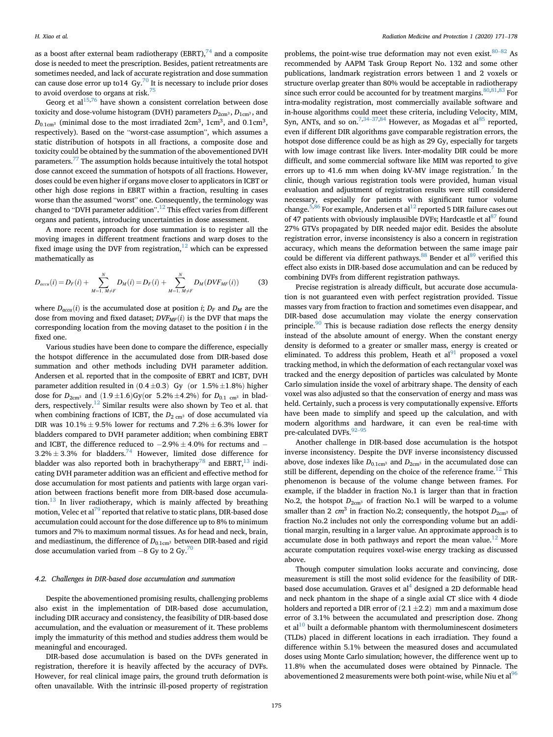as a boost after external beam radiotherapy (EBRT),[74] and a composite dose is needed to meet the prescription. Besides, patient retreatments are sometimes needed, and lack of accurate registration and dose summation can cause dose error up to14 Gy.[70] It is necessary to include prior doses to avoid overdose to organs at risk.[75]

Georg et al[15,76] have shown a consistent correlation between dose toxicity and dose-volume histogram (DVH) parameters $D_{2cm^3}$, $D_{1cm^3}$, and $D_{0.1cm^3}$ (minimal dose to the most irradiated 2cm$^3$, 1cm$^3$, and 0.1cm$^3$, respectively). Based on the "worst-case assumption", which assumes a static distribution of hotspots in all fractions, a composite dose and toxicity could be obtained by the summation of the abovementioned DVH parameters.[77] The assumption holds because intuitively the total hotspot dose cannot exceed the summation of hotspots of all fractions. However, doses could be even higher if organs move closer to applicators in ICBT or other high dose regions in EBRT within a fraction, resulting in cases worse than the assumed "worst" one. Consequently, the terminology was changed to "DVH parameter addition".[12] This effect varies from different organs and patients, introducing uncertainties in dose assessment.

A more recent approach for dose summation is to register all the moving images in different treatment fractions and warp doses to the fixed image using the DVF from registration,[12] which can be expressed mathematically as

$$D_{accu}(i) = D_F(i) + \sum_{M=1,\ M\neq F}^{N} D_M(i) = D_F(i) + \sum_{M=1,\ M\neq F}^{N} D_M(DVF_{MF}(i)) \tag{3}$$

where $D_{accu}(i)$ is the accumulated dose at position $i$; $D_F$ and $D_M$ are the dose from moving and fixed dataset; $DVF_{MF}(i)$ is the DVF that maps the corresponding location from the moving dataset to the position $i$ in the fixed one.

Various studies have been done to compare the difference, especially the hotspot difference in the accumulated dose from DIR-based dose summation and other methods including DVH parameter addition. Andersen et al. reported that in the composite of EBRT and ICBT, DVH parameter addition resulted in $(0.4 \pm 0.3)$ Gy (or $1.5\% \pm 1.8\%$) higher dose for $D_{2cm^3}$ and $(1.9 \pm 1.6)$Gy(or $5.2\% \pm 4.2\%$) for $D_{0.1\ cm^3}$ in bladders, respectively.[12] Similar results were also shown by Teo et al. that when combining fractions of ICBT, the $D_{2\ cm^3}$ of dose accumulated via DIR was $10.1\% \pm 9.5\%$ lower for rectums and $7.2\% \pm 6.3\%$ lower for bladders compared to DVH parameter addition; when combining EBRT and ICBT, the difference reduced to $-2.9\% \pm 4.0\%$ for rectums and $-3.2\% \pm 3.3\%$ for bladders.[74] However, limited dose difference for bladder was also reported both in brachytherapy[78] and EBRT,[13] indicating DVH parameter addition was an efficient and effective method for dose accumulation for most patients and patients with large organ variation between fractions benefit more from DIR-based dose accumulation.[13] In liver radiotherapy, which is mainly affected by breathing motion, Velec et al[79] reported that relative to static plans, DIR-based dose accumulation could account for the dose difference up to 8% to minimum tumors and 7% to maximum normal tissues. As for head and neck, brain, and mediastinum, the difference of $D_{0.1cm^3}$ between DIR-based and rigid dose accumulation varied from −8 Gy to 2 Gy.[70]

### 4.2. Challenges in DIR-based dose accumulation and summation

Despite the abovementioned promising results, challenging problems also exist in the implementation of DIR-based dose accumulation, including DIR accuracy and consistency, the feasibility of DIR-based dose accumulation, and the evaluation or measurement of it. These problems imply the immaturity of this method and studies address them would be meaningful and encouraged.

DIR-based dose accumulation is based on the DVFs generated in registration, therefore it is heavily affected by the accuracy of DVFs. However, for real clinical image pairs, the ground truth deformation is often unavailable. With the intrinsic ill-posed property of registration problems, the point-wise true deformation may not even exist.[80–82] As recommended by AAPM Task Group Report No. 132 and some other publications, landmark registration errors between 1 and 2 voxels or structure overlap greater than 80% would be acceptable in radiotherapy since such error could be accounted for by treatment margins.[80,81,83] For intra-modality registration, most commercially available software and in-house algorithms could meet these criteria, including Velocity, MIM, Syn, ANTs, and so on.[7,34–37,84] However, as Mogadas et al[85] reported, even if different DIR algorithms gave comparable registration errors, the hotspot dose difference could be as high as 29 Gy, especially for targets with low image contrast like livers. Inter-modality DIR could be more difficult, and some commercial software like MIM was reported to give errors up to 41.6 mm when doing kV-MV image registration.[7] In the clinic, though various registration tools were provided, human visual evaluation and adjustment of registration results were still considered necessary, especially for patients with significant tumor volume change.[5,86] For example, Andersen et al[12] reported 5 DIR failure cases out of 47 patients with obviously implausible DVFs; Hardcastle et al[87] found 27% GTVs propagated by DIR needed major edit. Besides the absolute registration error, inverse inconsistency is also a concern in registration accuracy, which means the deformation between the same image pair could be different via different pathways.[88] Bender et al[89] verified this effect also exists in DIR-based dose accumulation and can be reduced by combining DVFs from different registration pathways.

Precise registration is already difficult, but accurate dose accumulation is not guaranteed even with perfect registration provided. Tissue masses vary from fraction to fraction and sometimes even disappear, and DIR-based dose accumulation may violate the energy conservation principle.[90] This is because radiation dose reflects the energy density instead of the absolute amount of energy. When the constant energy density is deformed to a greater or smaller mass, energy is created or eliminated. To address this problem, Heath et al[91] proposed a voxel tracking method, in which the deformation of each rectangular voxel was tracked and the energy deposition of particles was calculated by Monte Carlo simulation inside the voxel of arbitrary shape. The density of each voxel was also adjusted so that the conservation of energy and mass was held. Certainly, such a process is very computationally expensive. Efforts have been made to simplify and speed up the calculation, and with modern algorithms and hardware, it can even be real-time with pre-calculated DVFs.[92–95]

Another challenge in DIR-based dose accumulation is the hotspot inverse inconsistency. Despite the DVF inverse inconsistency discussed above, dose indexes like $D_{0.1cm^3}$ and $D_{2cm^3}$ in the accumulated dose can still be different, depending on the choice of the reference frame.[12] This phenomenon is because of the volume change between frames. For example, if the bladder in fraction No.1 is larger than that in fraction No.2, the hotspot $D_{2cm^3}$ of fraction No.1 will be warped to a volume smaller than 2 $cm^3$ in fraction No.2; consequently, the hotspot $D_{2cm^3}$ of fraction No.2 includes not only the corresponding volume but an additional margin, resulting in a larger value. An approximate approach is to accumulate dose in both pathways and report the mean value.[12] More accurate computation requires voxel-wise energy tracking as discussed above.

Though computer simulation looks accurate and convincing, dose measurement is still the most solid evidence for the feasibility of DIR-based dose accumulation. Graves et al[4] designed a 2D deformable head and neck phantom in the shape of a single axial CT slice with 4 diode holders and reported a DIR error of $(2.1 \pm 2.2)$ mm and a maximum dose error of 3.1% between the accumulated and prescription dose. Zhong et al[10] built a deformable phantom with thermoluminescent dosimeters (TLDs) placed in different locations in each irradiation. They found a difference within 5.1% between the measured doses and accumulated doses using Monte Carlo simulation; however, the difference went up to 11.8% when the accumulated doses were obtained by Pinnacle. The abovementioned 2 measurements were both point-wise, while Niu et al[96]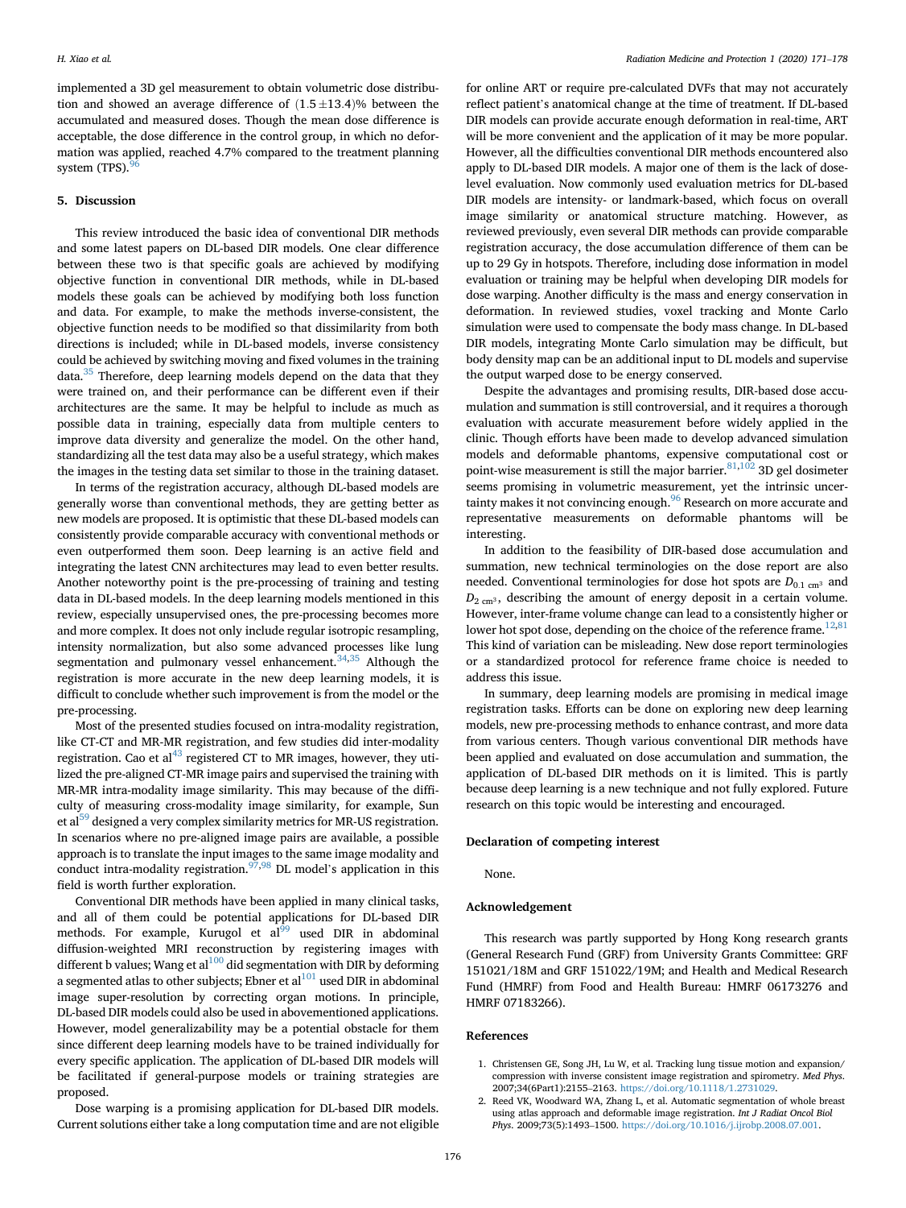implemented a 3D gel measurement to obtain volumetric dose distribution and showed an average difference of $(1.5 \pm 13.4)\%$ between the accumulated and measured doses. Though the mean dose difference is acceptable, the dose difference in the control group, in which no deformation was applied, reached 4.7% compared to the treatment planning system (TPS).[96]

## 5. Discussion

This review introduced the basic idea of conventional DIR methods and some latest papers on DL-based DIR models. One clear difference between these two is that specific goals are achieved by modifying objective function in conventional DIR methods, while in DL-based models these goals can be achieved by modifying both loss function and data. For example, to make the methods inverse-consistent, the objective function needs to be modified so that dissimilarity from both directions is included; while in DL-based models, inverse consistency could be achieved by switching moving and fixed volumes in the training data.[35] Therefore, deep learning models depend on the data that they were trained on, and their performance can be different even if their architectures are the same. It may be helpful to include as much as possible data in training, especially data from multiple centers to improve data diversity and generalize the model. On the other hand, standardizing all the test data may also be a useful strategy, which makes the images in the testing data set similar to those in the training dataset.

In terms of the registration accuracy, although DL-based models are generally worse than conventional methods, they are getting better as new models are proposed. It is optimistic that these DL-based models can consistently provide comparable accuracy with conventional methods or even outperformed them soon. Deep learning is an active field and integrating the latest CNN architectures may lead to even better results. Another noteworthy point is the pre-processing of training and testing data in DL-based models. In the deep learning models mentioned in this review, especially unsupervised ones, the pre-processing becomes more and more complex. It does not only include regular isotropic resampling, intensity normalization, but also some advanced processes like lung segmentation and pulmonary vessel enhancement.[34,35] Although the registration is more accurate in the new deep learning models, it is difficult to conclude whether such improvement is from the model or the pre-processing.

Most of the presented studies focused on intra-modality registration, like CT-CT and MR-MR registration, and few studies did inter-modality registration. Cao et al[43] registered CT to MR images, however, they utilized the pre-aligned CT-MR image pairs and supervised the training with MR-MR intra-modality image similarity. This may because of the difficulty of measuring cross-modality image similarity, for example, Sun et al[59] designed a very complex similarity metrics for MR-US registration. In scenarios where no pre-aligned image pairs are available, a possible approach is to translate the input images to the same image modality and conduct intra-modality registration.[97,98] DL model's application in this field is worth further exploration.

Conventional DIR methods have been applied in many clinical tasks, and all of them could be potential applications for DL-based DIR methods. For example, Kurugol et al[99] used DIR in abdominal diffusion-weighted MRI reconstruction by registering images with different b values; Wang et al[100] did segmentation with DIR by deforming a segmented atlas to other subjects; Ebner et al[101] used DIR in abdominal image super-resolution by correcting organ motions. In principle, DL-based DIR models could also be used in abovementioned applications. However, model generalizability may be a potential obstacle for them since different deep learning models have to be trained individually for every specific application. The application of DL-based DIR models will be facilitated if general-purpose models or training strategies are proposed.

Dose warping is a promising application for DL-based DIR models. Current solutions either take a long computation time and are not eligible for online ART or require pre-calculated DVFs that may not accurately reflect patient's anatomical change at the time of treatment. If DL-based DIR models can provide accurate enough deformation in real-time, ART will be more convenient and the application of it may be more popular. However, all the difficulties conventional DIR methods encountered also apply to DL-based DIR models. A major one of them is the lack of dose-level evaluation. Now commonly used evaluation metrics for DL-based DIR models are intensity- or landmark-based, which focus on overall image similarity or anatomical structure matching. However, as reviewed previously, even several DIR methods can provide comparable registration accuracy, the dose accumulation difference of them can be up to 29 Gy in hotspots. Therefore, including dose information in model evaluation or training may be helpful when developing DIR models for dose warping. Another difficulty is the mass and energy conservation in deformation. In reviewed studies, voxel tracking and Monte Carlo simulation were used to compensate the body mass change. In DL-based DIR models, integrating Monte Carlo simulation may be difficult, but body density map can be an additional input to DL models and supervise the output warped dose to be energy conserved.

Despite the advantages and promising results, DIR-based dose accumulation and summation is still controversial, and it requires a thorough evaluation with accurate measurement before widely applied in the clinic. Though efforts have been made to develop advanced simulation models and deformable phantoms, expensive computational cost or point-wise measurement is still the major barrier.[81,102] 3D gel dosimeter seems promising in volumetric measurement, yet the intrinsic uncertainty makes it not convincing enough.[96] Research on more accurate and representative measurements on deformable phantoms will be interesting.

In addition to the feasibility of DIR-based dose accumulation and summation, new technical terminologies on the dose report are also needed. Conventional terminologies for dose hot spots are $D_{0.1\ \mathrm{cm}^3}$ and $D_{2\ \mathrm{cm}^3}$, describing the amount of energy deposit in a certain volume. However, inter-frame volume change can lead to a consistently higher or lower hot spot dose, depending on the choice of the reference frame.[12,81] This kind of variation can be misleading. New dose report terminologies or a standardized protocol for reference frame choice is needed to address this issue.

In summary, deep learning models are promising in medical image registration tasks. Efforts can be done on exploring new deep learning models, new pre-processing methods to enhance contrast, and more data from various centers. Though various conventional DIR methods have been applied and evaluated on dose accumulation and summation, the application of DL-based DIR methods on it is limited. This is partly because deep learning is a new technique and not fully explored. Future research on this topic would be interesting and encouraged.

## Declaration of competing interest

None.

## Acknowledgement

This research was partly supported by Hong Kong research grants (General Research Fund (GRF) from University Grants Committee: GRF 151021/18M and GRF 151022/19M; and Health and Medical Research Fund (HMRF) from Food and Health Bureau: HMRF 06173276 and HMRF 07183266).

## References

1. Christensen GE, Song JH, Lu W, et al. Tracking lung tissue motion and expansion/compression with inverse consistent image registration and spirometry. *Med Phys*. 2007;34(6Part1):2155–2163. https://doi.org/10.1118/1.2731029.
2. Reed VK, Woodward WA, Zhang L, et al. Automatic segmentation of whole breast using atlas approach and deformable image registration. *Int J Radiat Oncol Biol Phys*. 2009;73(5):1493–1500. https://doi.org/10.1016/j.ijrobp.2008.07.001.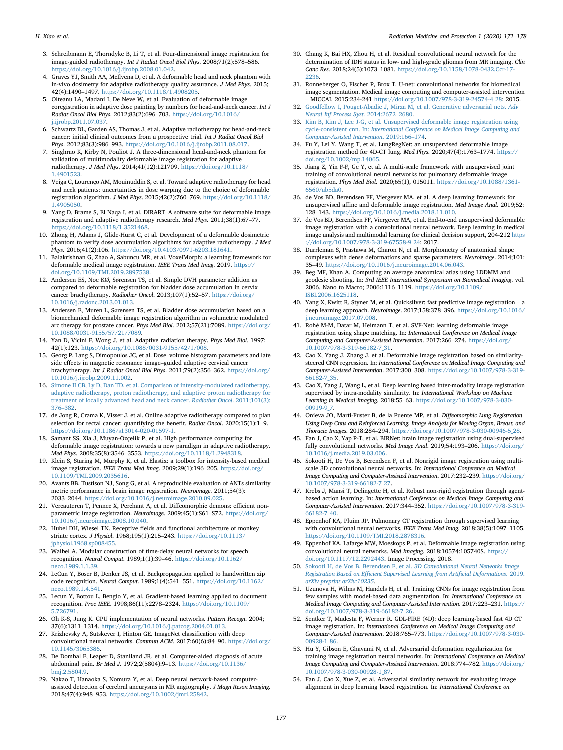3. Schreibmann E, Thorndyke B, Li T, et al. Four-dimensional image registration for image-guided radiotherapy. *Int J Radiat Oncol Biol Phys*. 2008;71(2):578–586. https://doi.org/10.1016/j.ijrobp.2008.01.042.
4. Graves YJ, Smith AA, McIlvena D, et al. A deformable head and neck phantom with in-vivo dosimetry for adaptive radiotherapy quality assurance. *J Med Phys*. 2015; 42(4):1490–1497. https://doi.org/10.1118/1.4908205.
5. Olteanu LA, Madani I, De Neve W, et al. Evaluation of deformable image coregistration in adaptive dose painting by numbers for head-and-neck cancer. *Int J Radiat Oncol Biol Phys*. 2012;83(2):696–703. https://doi.org/10.1016/j.ijrobp.2011.07.037.
6. Schwartz DL, Garden AS, Thomas J, et al. Adaptive radiotherapy for head-and-neck cancer: initial clinical outcomes from a prospective trial. *Int J Radiat Oncol Biol Phys*. 2012;83(3):986–993. https://doi.org/10.1016/j.ijrobp.2011.08.017.
7. Singhrao K, Kirby N, Pouliot J. A three-dimensional head-and-neck phantom for validation of multimodality deformable image registration for adaptive radiotherapy. *J Med Phys*. 2014;41(12):121709. https://doi.org/10.1118/1.4901523.
8. Veiga C, Lourenço AM, Mouinuddin S, et al. Toward adaptive radiotherapy for head and neck patients: uncertainties in dose warping due to the choice of deformable registration algorithm. *J Med Phys*. 2015;42(2):760–769. https://doi.org/10.1118/1.4905050.
9. Yang D, Brame S, El Naqa I, et al. DIRART–A software suite for deformable image registration and adaptive radiotherapy research. *Med Phys*. 2011;38(1):67–77. https://doi.org/10.1118/1.3521468.
10. Zhong H, Adams J, Glide-Hurst C, et al. Development of a deformable dosimetric phantom to verify dose accumulation algorithms for adaptive radiotherapy. *J Med Phys*. 2016;41(2):106. https://doi.org/10.4103/0971-6203.181641.
11. Balakrishnan G, Zhao A, Sabuncu MR, et al. VoxelMorph: a learning framework for deformable medical image registration. *IEEE Trans Med Imag*. 2019. https://doi.org/10.1109/TMI.2019.2897538.
12. Andersen ES, Noe KØ, Sørensen TS, et al. Simple DVH parameter addition as compared to deformable registration for bladder dose accumulation in cervix cancer brachytherapy. *Radiother Oncol*. 2013;107(1):52–57. https://doi.org/10.1016/j.radonc.2013.01.013.
13. Andersen E, Muren L, Sørensen TS, et al. Bladder dose accumulation based on a biomechanical deformable image registration algorithm in volumetric modulated arc therapy for prostate cancer. *Phys Med Biol*. 2012;57(21):7089. https://doi.org/10.1088/0031-9155/57/21/7089.
14. Yan D, Vicini F, Wong J, et al. Adaptive radiation therapy. *Phys Med Biol*. 1997; 42(1):123. https://doi.org/10.1088/0031-9155/42/1/008.
15. Georg P, Lang S, Dimopoulos JC, et al. Dose–volume histogram parameters and late side effects in magnetic resonance image–guided adaptive cervical cancer brachytherapy. *Int J Radiat Oncol Biol Phys*. 2011;79(2):356–362. https://doi.org/10.1016/j.ijrobp.2009.11.002.
16. Simone II CB, Ly D, Dan TD, et al. Comparison of intensity-modulated radiotherapy, adaptive radiotherapy, proton radiotherapy, and adaptive proton radiotherapy for treatment of locally advanced head and neck cancer. *Radiother Oncol*. 2011;101(3): 376–382.
17. de Jong R, Crama K, Visser J, et al. Online adaptive radiotherapy compared to plan selection for rectal cancer: quantifying the benefit. *Radiat Oncol*. 2020;15(1):1–9. https://doi.org/10.1186/s13014-020-01597-1.
18. Samant SS, Xia J, Muyan-Özçelik P, et al. High performance computing for deformable image registration: towards a new paradigm in adaptive radiotherapy. *Med Phys*. 2008;35(8):3546–3553. https://doi.org/10.1118/1.2948318.
19. Klein S, Staring M, Murphy K, et al. Elastix: a toolbox for intensity-based medical image registration. *IEEE Trans Med Imag*. 2009;29(1):196–205. https://doi.org/10.1109/TMI.2009.2035616.
20. Avants BB, Tustison NJ, Song G, et al. A reproducible evaluation of ANTs similarity metric performance in brain image registration. *Neuroimage*. 2011;54(3): 2033–2044. https://doi.org/10.1016/j.neuroimage.2010.09.025.
21. Vercauteren T, Pennec X, Perchant A, et al. Diffeomorphic demons: efficient non-parametric image registration. *Neuroimage*. 2009;45(1):S61–S72. https://doi.org/10.1016/j.neuroimage.2008.10.040.
22. Hubel DH, Wiesel TN. Receptive fields and functional architecture of monkey striate cortex. *J Physiol*. 1968;195(1):215–243. https://doi.org/10.1113/jphysiol.1968.sp008455.
23. Waibel A. Modular construction of time-delay neural networks for speech recognition. *Neural Comput*. 1989;1(1):39–46. https://doi.org/10.1162/neco.1989.1.1.39.
24. LeCun Y, Boser B, Denker JS, et al. Backpropagation applied to handwritten zip code recognition. *Neural Comput*. 1989;1(4):541–551. https://doi.org/10.1162/neco.1989.1.4.541.
25. Lecun Y, Bottou L, Bengio Y, et al. Gradient-based learning applied to document recognition. *Proc IEEE*. 1998;86(11):2278–2324. https://doi.org/10.1109/5.726791.
26. Oh K-S, Jung K. GPU implementation of neural networks. *Pattern Recogn*. 2004; 37(6):1311–1314. https://doi.org/10.1016/j.patcog.2004.01.013.
27. Krizhevsky A, Sutskever I, Hinton GE. ImageNet classification with deep convolutional neural networks. *Commun ACM*. 2017;60(6):84–90. https://doi.org/10.1145/3065386.
28. De Dombal F, Leaper D, Staniland JR, et al. Computer-aided diagnosis of acute abdominal pain. *Br Med J*. 1972;2(5804):9–13. https://doi.org/10.1136/bmj.2.5804.9.
29. Nakao T, Hanaoka S, Nomura Y, et al. Deep neural network-based computer-assisted detection of cerebral aneurysms in MR angiography. *J Magn Reson Imaging*. 2018;47(4):948–953. https://doi.org/10.1002/jmri.25842.
30. Chang K, Bai HX, Zhou H, et al. Residual convolutional neural network for the determination of IDH status in low- and high-grade gliomas from MR imaging. *Clin Canc Res*. 2018;24(5):1073–1081. https://doi.org/10.1158/1078-0432.Ccr-17-2236.
31. Ronneberger O, Fischer P, Brox T. U-net: convolutional networks for biomedical image segmentation. Medical image computing and computer-assisted intervention – MICCAI, 2015:234-241 https://doi.org/10.1007/978-3-319-24574-4_28; 2015.
32. Goodfellow I, Pouget-Abadie J, Mirza M, et al. Generative adversarial nets. *Adv Neural Inf Process Syst*. 2014:2672–2680.
33. Kim B, Kim J, Lee J-G, et al. Unsupervised deformable image registration using cycle-consistent cnn. In: *International Conference on Medical Image Computing and Computer-Assisted Intervention*. 2019:166–174.
34. Fu Y, Lei Y, Wang T, et al. LungRegNet: an unsupervised deformable image registration method for 4D-CT lung. *Med Phys*. 2020;47(4):1763–1774. https://doi.org/10.1002/mp.14065.
35. Jiang Z, Yin F-F, Ge Y, et al. A multi-scale framework with unsupervised joint training of convolutional neural networks for pulmonary deformable image registration. *Phys Med Biol*. 2020;65(1), 015011. https://doi.org/10.1088/1361-6560/ab5da0.
36. de Vos BD, Berendsen FF, Viergever MA, et al. A deep learning framework for unsupervised affine and deformable image registration. *Med Image Anal*. 2019;52: 128–143. https://doi.org/10.1016/j.media.2018.11.010.
37. de Vos BD, Berendsen FF, Viergever MA, et al. End-to-end unsupervised deformable image registration with a convolutional neural network. Deep learning in medical image analysis and multimodal learning for clinical decision support, 204-212 https://doi.org/10.1007/978-3-319-67558-9_24; 2017.
38. Durrleman S, Prastawa M, Charon N, et al. Morphometry of anatomical shape complexes with dense deformations and sparse parameters. *Neuroimage*. 2014;101: 35–49. https://doi.org/10.1016/j.neuroimage.2014.06.043.
39. Beg MF, Khan A. Computing an average anatomical atlas using LDDMM and geodesic shooting. In: *3rd IEEE International Symposium on Biomedical Imaging*. vol. 2006. Nano to Macro; 2006:1116–1119. https://doi.org/10.1109/ISBI.2006.1625118.
40. Yang X, Kwitt R, Styner M, et al. Quicksilver: fast predictive image registration – a deep learning approach. *Neuroimage*. 2017;158:378–396. https://doi.org/10.1016/j.neuroimage.2017.07.008.
41. Rohé M-M, Datar M, Heimann T, et al. SVF-Net: learning deformable image registration using shape matching. In: *International Conference on Medical Image Computing and Computer-Assisted Intervention*. 2017:266–274. https://doi.org/10.1007/978-3-319-66182-7_31.
42. Cao X, Yang J, Zhang J, et al. Deformable image registration based on similarity-steered CNN regression. In: *International Conference on Medical Image Computing and Computer-Assisted Intervention*. 2017:300–308. https://doi.org/10.1007/978-3-319-66182-7_35.
43. Cao X, Yang J, Wang L, et al. Deep learning based inter-modality image registration supervised by intra-modality similarity. In: *International Workshop on Machine Learning in Medical Imaging*. 2018:55–63. https://doi.org/10.1007/978-3-030-00919-9_7.
44. Onieva JO, Marti-Fuster B, de la Puente MP, et al. *Diffeomorphic Lung Registration Using Deep Cnns and Reinforced Learning. Image Analysis for Moving Organ, Breast, and Thoracic Images*. 2018:284–294. https://doi.org/10.1007/978-3-030-00946-5_28.
45. Fan J, Cao X, Yap P-T, et al. BIRNet: brain image registration using dual-supervised fully convolutional networks. *Med Image Anal*. 2019;54:193–206. https://doi.org/10.1016/j.media.2019.03.006.
46. Sokooti H, De Vos B, Berendsen F, et al. Nonrigid image registration using multi-scale 3D convolutional neural networks. In: *International Conference on Medical Image Computing and Computer-Assisted Intervention*. 2017:232–239. https://doi.org/10.1007/978-3-319-66182-7_27.
47. Krebs J, Mansi T, Delingette H, et al. Robust non-rigid registration through agent-based action learning. In: *International Conference on Medical Image Computing and Computer-Assisted Intervention*. 2017:344–352. https://doi.org/10.1007/978-3-319-66182-7_40.
48. Eppenhof KA, Pluim JP. Pulmonary CT registration through supervised learning with convolutional neural networks. *IEEE Trans Med Imag*. 2018;38(5):1097–1105. https://doi.org/10.1109/TMI.2018.2878316.
49. Eppenhof KA, Lafarge MW, Moeskops P, et al. Deformable image registration using convolutional neural networks. *Med Imaging*. 2018;10574:105740S. https://doi.org/10.1117/12.2292443. Image Processing. 2018.
50. Sokooti H, de Vos B, Berendsen F, et al. *3D Convolutional Neural Networks Image Registration Based on Efficient Supervised Learning from Artificial Deformations*. 2019. *arXiv preprint arXiv:10235*.
51. Uzunova H, Wilms M, Handels H, et al. Training CNNs for image registration from few samples with model-based data augmentation. In: *International Conference on Medical Image Computing and Computer-Assisted Intervention*. 2017:223–231. https://doi.org/10.1007/978-3-319-66182-7_26.
52. Sentker T, Madesta F, Werner R. GDL-FIRE (4D): deep learning-based fast 4D CT image registration. In: *International Conference on Medical Image Computing and Computer-Assisted Intervention*. 2018:765–773. https://doi.org/10.1007/978-3-030-00928-1_86.
53. Hu Y, Gibson E, Ghavami N, et al. Adversarial deformation regularization for training image registration neural networks. In: *International Conference on Medical Image Computing and Computer-Assisted Intervention*. 2018:774–782. https://doi.org/10.1007/978-3-030-00928-1_87.
54. Fan J, Cao X, Xue Z, et al. Adversarial similarity network for evaluating image alignment in deep learning based registration. In: *International Conference on*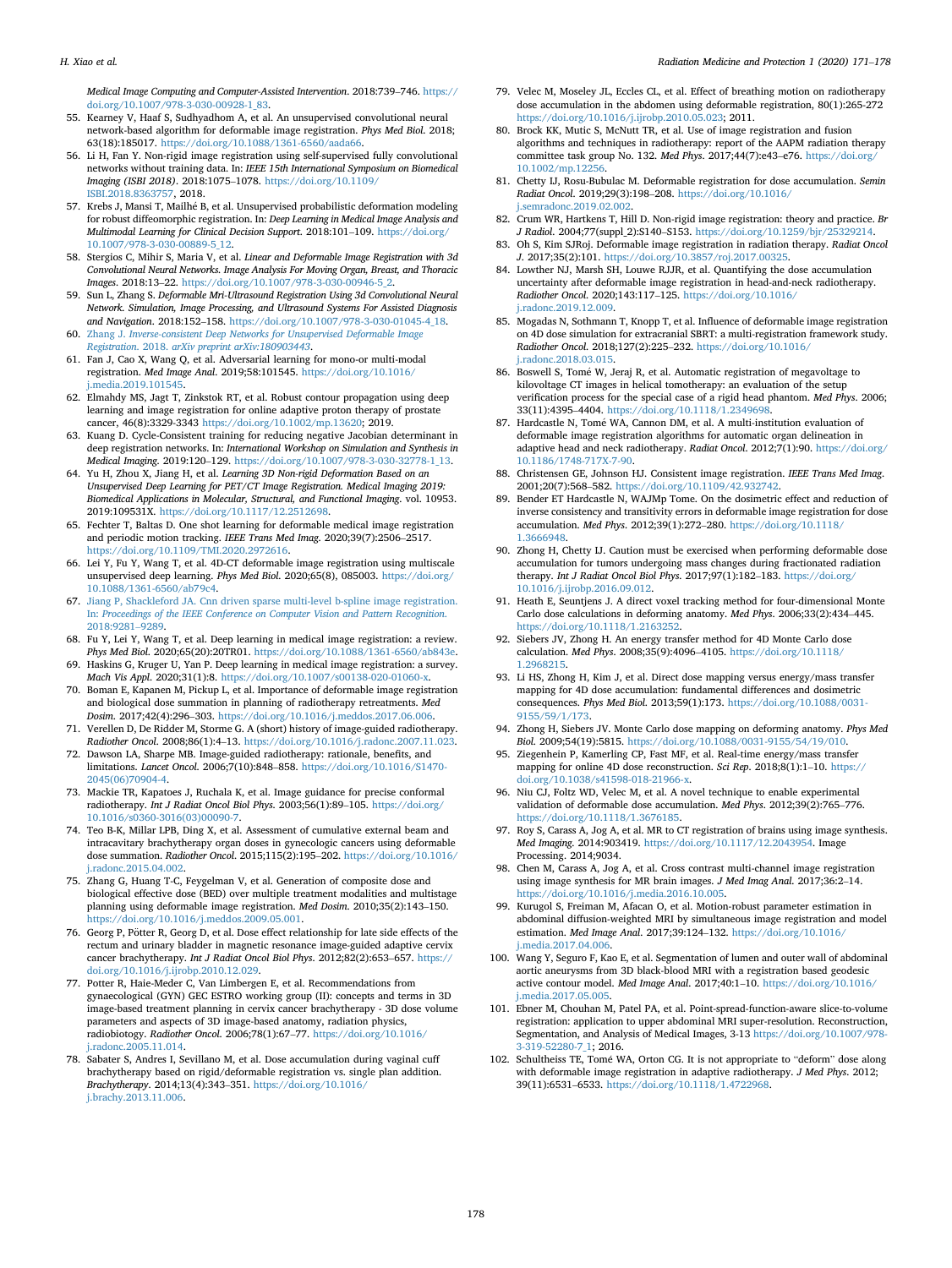*Medical Image Computing and Computer-Assisted Intervention*. 2018:739–746. https://doi.org/10.1007/978-3-030-00928-1_83.

55. Kearney V, Haaf S, Sudhyadhom A, et al. An unsupervised convolutional neural network-based algorithm for deformable image registration. *Phys Med Biol*. 2018; 63(18):185017. https://doi.org/10.1088/1361-6560/aada66.
56. Li H, Fan Y. Non-rigid image registration using self-supervised fully convolutional networks without training data. In: *IEEE 15th International Symposium on Biomedical Imaging (ISBI 2018)*. 2018:1075–1078. https://doi.org/10.1109/ISBI.2018.8363757, 2018.
57. Krebs J, Mansi T, Mailhé B, et al. Unsupervised probabilistic deformation modeling for robust diffeomorphic registration. In: *Deep Learning in Medical Image Analysis and Multimodal Learning for Clinical Decision Support*. 2018:101–109. https://doi.org/10.1007/978-3-030-00889-5_12.
58. Stergios C, Mihir S, Maria V, et al. *Linear and Deformable Image Registration with 3d Convolutional Neural Networks. Image Analysis For Moving Organ, Breast, and Thoracic Images*. 2018:13–22. https://doi.org/10.1007/978-3-030-00946-5_2.
59. Sun L, Zhang S. *Deformable Mri-Ultrasound Registration Using 3d Convolutional Neural Network. Simulation, Image Processing, and Ultrasound Systems For Assisted Diagnosis and Navigation*. 2018:152–158. https://doi.org/10.1007/978-3-030-01045-4_18.
60. Zhang J. *Inverse-consistent Deep Networks for Unsupervised Deformable Image Registration*. 2018. *arXiv preprint arXiv:180903443*.
61. Fan J, Cao X, Wang Q, et al. Adversarial learning for mono-or multi-modal registration. *Med Image Anal*. 2019;58:101545. https://doi.org/10.1016/j.media.2019.101545.
62. Elmahdy MS, Jagt T, Zinkstok RT, et al. Robust contour propagation using deep learning and image registration for online adaptive proton therapy of prostate cancer, 46(8):3329-3343 https://doi.org/10.1002/mp.13620; 2019.
63. Kuang D. Cycle-Consistent training for reducing negative Jacobian determinant in deep registration networks. In: *International Workshop on Simulation and Synthesis in Medical Imaging*. 2019:120–129. https://doi.org/10.1007/978-3-030-32778-1_13.
64. Yu H, Zhou X, Jiang H, et al. *Learning 3D Non-rigid Deformation Based on an Unsupervised Deep Learning for PET/CT Image Registration. Medical Imaging 2019: Biomedical Applications in Molecular, Structural, and Functional Imaging*. vol. 10953. 2019:109531X. https://doi.org/10.1117/12.2512698.
65. Fechter T, Baltas D. One shot learning for deformable medical image registration and periodic motion tracking. *IEEE Trans Med Imag*. 2020;39(7):2506–2517. https://doi.org/10.1109/TMI.2020.2972616.
66. Lei Y, Fu Y, Wang T, et al. 4D-CT deformable image registration using multiscale unsupervised deep learning. *Phys Med Biol*. 2020;65(8), 085003. https://doi.org/10.1088/1361-6560/ab79c4.
67. Jiang P, Shackleford JA. Cnn driven sparse multi-level b-spline image registration. In: *Proceedings of the IEEE Conference on Computer Vision and Pattern Recognition*. 2018:9281–9289.
68. Fu Y, Lei Y, Wang T, et al. Deep learning in medical image registration: a review. *Phys Med Biol*. 2020;65(20):20TR01. https://doi.org/10.1088/1361-6560/ab843e.
69. Haskins G, Kruger U, Yan P. Deep learning in medical image registration: a survey. *Mach Vis Appl*. 2020;31(1):8. https://doi.org/10.1007/s00138-020-01060-x.
70. Boman E, Kapanen M, Pickup L, et al. Importance of deformable image registration and biological dose summation in planning of radiotherapy retreatments. *Med Dosim*. 2017;42(4):296–303. https://doi.org/10.1016/j.meddos.2017.06.006.
71. Verellen D, De Ridder M, Storme G. A (short) history of image-guided radiotherapy. *Radiother Oncol*. 2008;86(1):4–13. https://doi.org/10.1016/j.radonc.2007.11.023.
72. Dawson LA, Sharpe MB. Image-guided radiotherapy: rationale, benefits, and limitations. *Lancet Oncol*. 2006;7(10):848–858. https://doi.org/10.1016/S1470-2045(06)70904-4.
73. Mackie TR, Kapatoes J, Ruchala K, et al. Image guidance for precise conformal radiotherapy. *Int J Radiat Oncol Biol Phys*. 2003;56(1):89–105. https://doi.org/10.1016/s0360-3016(03)00090-7.
74. Teo B-K, Millar LPB, Ding X, et al. Assessment of cumulative external beam and intracavitary brachytherapy organ doses in gynecologic cancers using deformable dose summation. *Radiother Oncol*. 2015;115(2):195–202. https://doi.org/10.1016/j.radonc.2015.04.002.
75. Zhang G, Huang T-C, Feygelman V, et al. Generation of composite dose and biological effective dose (BED) over multiple treatment modalities and multistage planning using deformable image registration. *Med Dosim*. 2010;35(2):143–150. https://doi.org/10.1016/j.meddos.2009.05.001.
76. Georg P, Pötter R, Georg D, et al. Dose effect relationship for late side effects of the rectum and urinary bladder in magnetic resonance image-guided adaptive cervix cancer brachytherapy. *Int J Radiat Oncol Biol Phys*. 2012;82(2):653–657. https://doi.org/10.1016/j.ijrobp.2010.12.029.
77. Potter R, Haie-Meder C, Van Limbergen E, et al. Recommendations from gynaecological (GYN) GEC ESTRO working group (II): concepts and terms in 3D image-based treatment planning in cervix cancer brachytherapy - 3D dose volume parameters and aspects of 3D image-based anatomy, radiation physics, radiobiology. *Radiother Oncol*. 2006;78(1):67–77. https://doi.org/10.1016/j.radonc.2005.11.014.
78. Sabater S, Andres I, Sevillano M, et al. Dose accumulation during vaginal cuff brachytherapy based on rigid/deformable registration vs. single plan addition. *Brachytherapy*. 2014;13(4):343–351. https://doi.org/10.1016/j.brachy.2013.11.006.
79. Velec M, Moseley JL, Eccles CL, et al. Effect of breathing motion on radiotherapy dose accumulation in the abdomen using deformable registration, 80(1):265-272 https://doi.org/10.1016/j.ijrobp.2010.05.023; 2011.
80. Brock KK, Mutic S, McNutt TR, et al. Use of image registration and fusion algorithms and techniques in radiotherapy: report of the AAPM radiation therapy committee task group No. 132. *Med Phys*. 2017;44(7):e43–e76. https://doi.org/10.1002/mp.12256.
81. Chetty IJ, Rosu-Bubulac M. Deformable registration for dose accumulation. *Semin Radiat Oncol*. 2019;29(3):198–208. https://doi.org/10.1016/j.semradonc.2019.02.002.
82. Crum WR, Hartkens T, Hill D. Non-rigid image registration: theory and practice. *Br J Radiol*. 2004;77(suppl_2):S140–S153. https://doi.org/10.1259/bjr/25329214.
83. Oh S, Kim SJRoj. Deformable image registration in radiation therapy. *Radiat Oncol J*. 2017;35(2):101. https://doi.org/10.3857/roj.2017.00325.
84. Lowther NJ, Marsh SH, Louwe RJJR, et al. Quantifying the dose accumulation uncertainty after deformable image registration in head-and-neck radiotherapy. *Radiother Oncol*. 2020;143:117–125. https://doi.org/10.1016/j.radonc.2019.12.009.
85. Mogadas N, Sothmann T, Knopp T, et al. Influence of deformable image registration on 4D dose simulation for extracranial SBRT: a multi-registration framework study. *Radiother Oncol*. 2018;127(2):225–232. https://doi.org/10.1016/j.radonc.2018.03.015.
86. Boswell S, Tomé W, Jeraj R, et al. Automatic registration of megavoltage to kilovoltage CT images in helical tomotherapy: an evaluation of the setup verification process for the special case of a rigid head phantom. *Med Phys*. 2006; 33(11):4395–4404. https://doi.org/10.1118/1.2349698.
87. Hardcastle N, Tomé WA, Cannon DM, et al. A multi-institution evaluation of deformable image registration algorithms for automatic organ delineation in adaptive head and neck radiotherapy. *Radiat Oncol*. 2012;7(1):90. https://doi.org/10.1186/1748-717X-7-90.
88. Christensen GE, Johnson HJ. Consistent image registration. *IEEE Trans Med Imag*. 2001;20(7):568–582. https://doi.org/10.1109/42.932742.
89. Bender ET Hardcastle N, WAJMp Tome. On the dosimetric effect and reduction of inverse consistency and transitivity errors in deformable image registration for dose accumulation. *Med Phys*. 2012;39(1):272–280. https://doi.org/10.1118/1.3666948.
90. Zhong H, Chetty IJ. Caution must be exercised when performing deformable dose accumulation for tumors undergoing mass changes during fractionated radiation therapy. *Int J Radiat Oncol Biol Phys*. 2017;97(1):182–183. https://doi.org/10.1016/j.ijrobp.2016.09.012.
91. Heath E, Seuntjens J. A direct voxel tracking method for four-dimensional Monte Carlo dose calculations in deforming anatomy. *Med Phys*. 2006;33(2):434–445. https://doi.org/10.1118/1.2163252.
92. Siebers JV, Zhong H. An energy transfer method for 4D Monte Carlo dose calculation. *Med Phys*. 2008;35(9):4096–4105. https://doi.org/10.1118/1.2968215.
93. Li HS, Zhong H, Kim J, et al. Direct dose mapping versus energy/mass transfer mapping for 4D dose accumulation: fundamental differences and dosimetric consequences. *Phys Med Biol*. 2013;59(1):173. https://doi.org/10.1088/0031-9155/59/1/173.
94. Zhong H, Siebers JV. Monte Carlo dose mapping on deforming anatomy. *Phys Med Biol*. 2009;54(19):5815. https://doi.org/10.1088/0031-9155/54/19/010.
95. Ziegenhein P, Kamerling CP, Fast MF, et al. Real-time energy/mass transfer mapping for online 4D dose reconstruction. *Sci Rep*. 2018;8(1):1–10. https://doi.org/10.1038/s41598-018-21966-x.
96. Niu CJ, Foltz WD, Velec M, et al. A novel technique to enable experimental validation of deformable dose accumulation. *Med Phys*. 2012;39(2):765–776. https://doi.org/10.1118/1.3676185.
97. Roy S, Carass A, Jog A, et al. MR to CT registration of brains using image synthesis. *Med Imaging*. 2014:903419. https://doi.org/10.1117/12.2043954. Image Processing. 2014;9034.
98. Chen M, Carass A, Jog A, et al. Cross contrast multi-channel image registration using image synthesis for MR brain images. *J Med Imag Anal*. 2017;36:2–14. https://doi.org/10.1016/j.media.2016.10.005.
99. Kurugol S, Freiman M, Afacan O, et al. Motion-robust parameter estimation in abdominal diffusion-weighted MRI by simultaneous image registration and model estimation. *Med Image Anal*. 2017;39:124–132. https://doi.org/10.1016/j.media.2017.04.006.
100. Wang Y, Seguro F, Kao E, et al. Segmentation of lumen and outer wall of abdominal aortic aneurysms from 3D black-blood MRI with a registration based geodesic active contour model. *Med Image Anal*. 2017;40:1–10. https://doi.org/10.1016/j.media.2017.05.005.
101. Ebner M, Chouhan M, Patel PA, et al. Point-spread-function-aware slice-to-volume registration: application to upper abdominal MRI super-resolution. Reconstruction, Segmentation, and Analysis of Medical Images, 3-13 https://doi.org/10.1007/978-3-319-52280-7_1; 2016.
102. Schultheiss TE, Tomé WA, Orton CG. It is not appropriate to "deform" dose along with deformable image registration in adaptive radiotherapy. *J Med Phys*. 2012; 39(11):6531–6533. https://doi.org/10.1118/1.4722968.